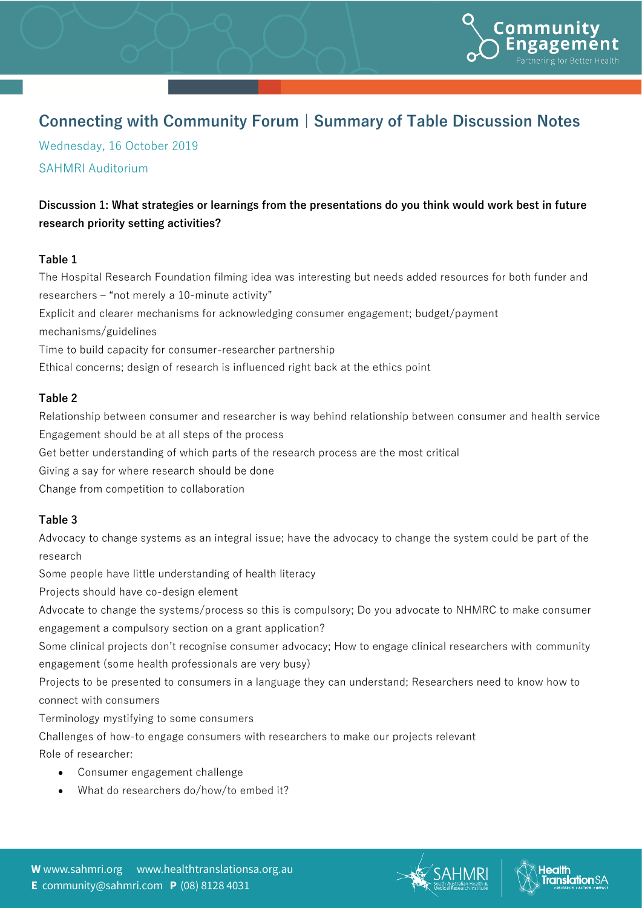# Connecting with Community Forum | Summary of Table Discussion Notes

Wednesday, 16 October 2019

SAHMRI Auditorium

**Discussion 1: What strategies or learnings from the presentations do you think would work best in future research priority setting activities?**

**Table 1**

The Hospital Research Foundation filming idea was interesting but needs added resources for both funder and researchers – "not merely a 10-minute activity"

Explicit and clearer mechanisms for acknowledging consumer engagement; budget/payment mechanisms/guidelines

Time to build capacity for consumer-researcher partnership

Ethical concerns; design of research is influenced right back at the ethics point

**Table 2**

Relationship between consumer and researcher is way behind relationship between consumer and health service

Engagement should be at all steps of the process

Get better understanding of which parts of the research process are the most critical

Giving a say for where research should be done

Change from competition to collaboration

**Table 3**

Advocacy to change systems as an integral issue; have the advocacy to change the system could be part of the research

Some people have little understanding of health literacy

Projects should have co-design element

Advocate to change the systems/process so this is compulsory; Do you advocate to NHMRC to make consumer engagement a compulsory section on a grant application?

Some clinical projects don't recognise consumer advocacy; How to engage clinical researchers with community engagement (some health professionals are very busy)

Projects to be presented to consumers in a language they can understand; Researchers need to know how to connect with consumers

Terminology mystifying to some consumers

Challenges of how-to engage consumers with researchers to make our projects relevant

Role of researcher:

- Consumer engagement challenge
- What do researchers do/how/to embed it?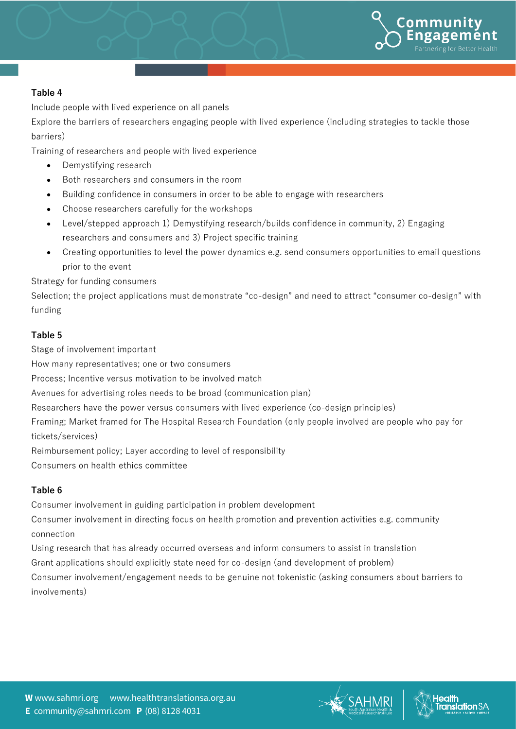**Table 4**

Include people with lived experience on all panels

Explore the barriers of researchers engaging people with lived experience (including strategies to tackle those barriers)

Training of researchers and people with lived experience

- Demystifying research
- Both researchers and consumers in the room
- Building confidence in consumers in order to be able to engage with researchers
- Choose researchers carefully for the workshops
- Level/stepped approach 1) Demystifying research/builds confidence in community, 2) Engaging researchers and consumers and 3) Project specific training
- Creating opportunities to level the power dynamics e.g. send consumers opportunities to email questions prior to the event

Strategy for funding consumers

Selection; the project applications must demonstrate “co-design” and need to attract “consumer co-design” with funding

**Table 5**

Stage of involvement important

How many representatives; one or two consumers

Process; Incentive versus motivation to be involved match

Avenues for advertising roles needs to be broad (communication plan)

Researchers have the power versus consumers with lived experience (co-design principles)

Framing; Market framed for The Hospital Research Foundation (only people involved are people who pay for tickets/services)

Reimbursement policy; Layer according to level of responsibility

Consumers on health ethics committee

**Table 6**

Consumer involvement in guiding participation in problem development

Consumer involvement in directing focus on health promotion and prevention activities e.g. community connection

Using research that has already occurred overseas and inform consumers to assist in translation

Grant applications should explicitly state need for co-design (and development of problem)

Consumer involvement/engagement needs to be genuine not tokenistic (asking consumers about barriers to involvements)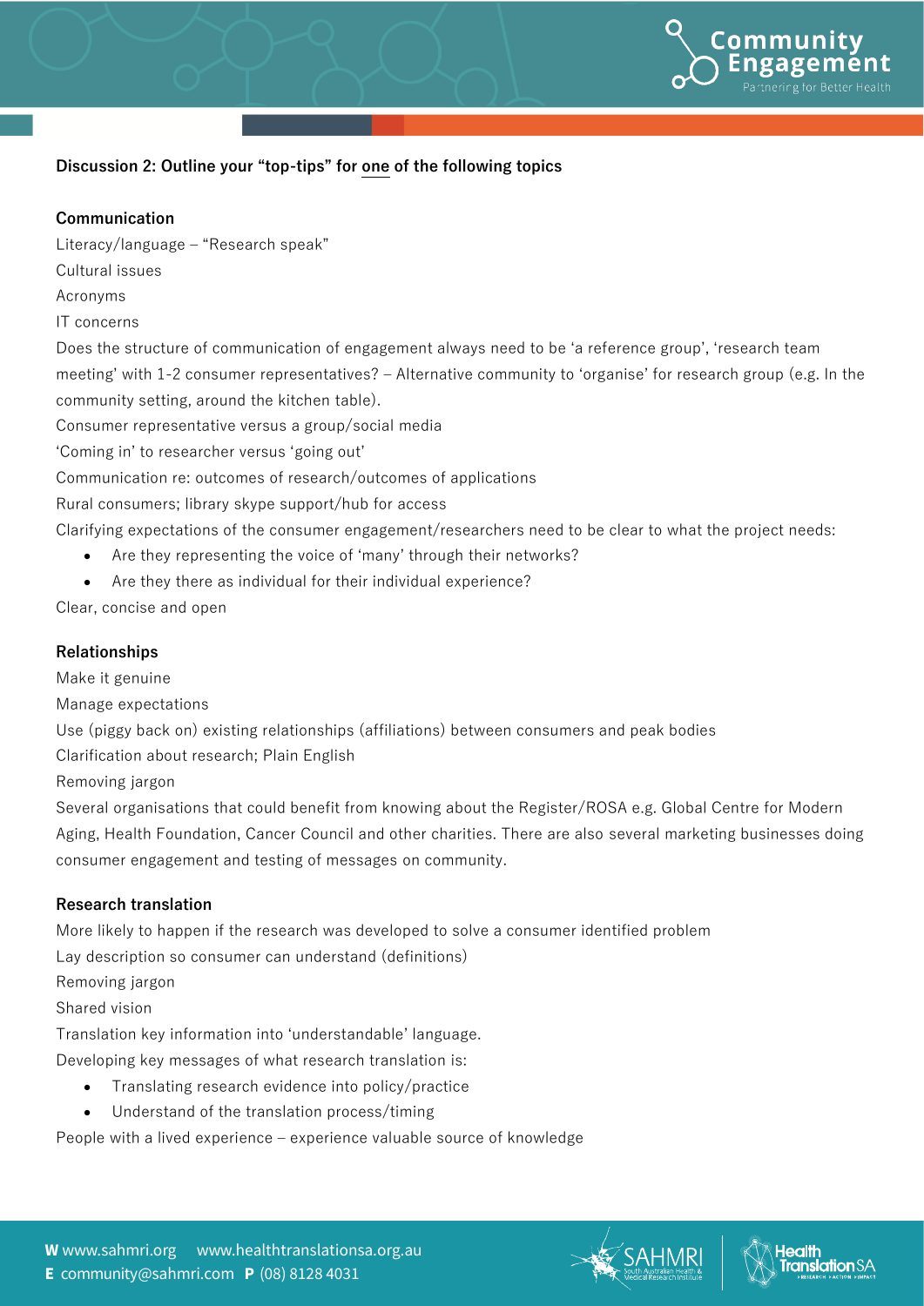**Discussion 2: Outline your "top-tips" for one of the following topics**

**Communication**

Literacy/language – "Research speak"

Cultural issues

Acronyms

IT concerns

Does the structure of communication of engagement always need to be 'a reference group', 'research team meeting' with 1-2 consumer representatives? – Alternative community to 'organise' for research group (e.g. In the community setting, around the kitchen table).

Consumer representative versus a group/social media

'Coming in' to researcher versus 'going out'

Communication re: outcomes of research/outcomes of applications

Rural consumers; library skype support/hub for access

Clarifying expectations of the consumer engagement/researchers need to be clear to what the project needs:

- Are they representing the voice of 'many' through their networks?
- Are they there as individual for their individual experience?

Clear, concise and open

**Relationships**

Make it genuine

Manage expectations

Use (piggy back on) existing relationships (affiliations) between consumers and peak bodies

Clarification about research; Plain English

Removing jargon

Several organisations that could benefit from knowing about the Register/ROSA e.g. Global Centre for Modern Aging, Health Foundation, Cancer Council and other charities. There are also several marketing businesses doing consumer engagement and testing of messages on community.

**Research translation**

More likely to happen if the research was developed to solve a consumer identified problem

Lay description so consumer can understand (definitions)

Removing jargon

Shared vision

Translation key information into 'understandable' language.

Developing key messages of what research translation is:

- Translating research evidence into policy/practice
- Understand of the translation process/timing

People with a lived experience – experience valuable source of knowledge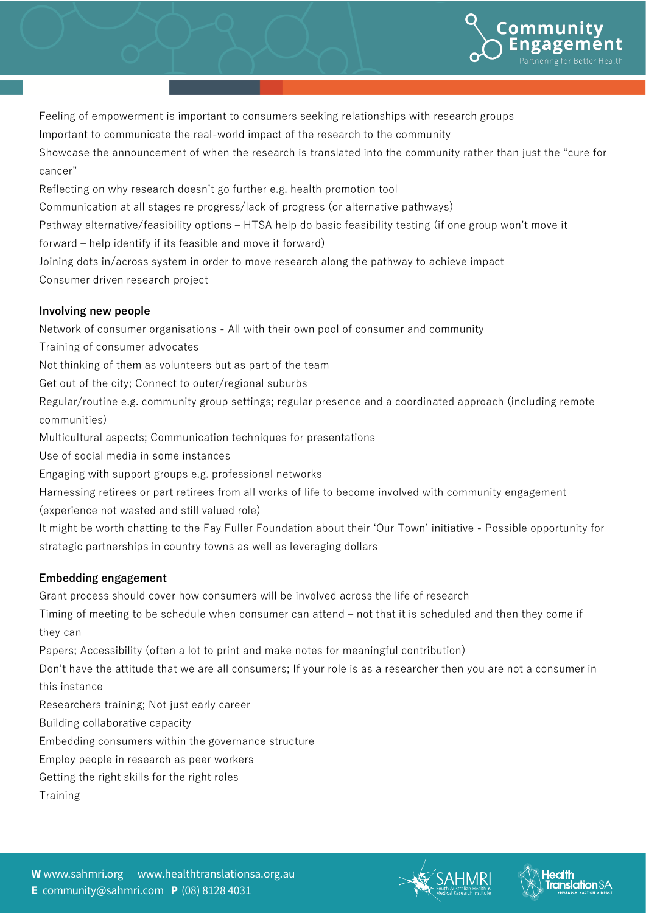Feeling of empowerment is important to consumers seeking relationships with research groups

Important to communicate the real-world impact of the research to the community

Showcase the announcement of when the research is translated into the community rather than just the "cure for cancer"

Reflecting on why research doesn't go further e.g. health promotion tool

Communication at all stages re progress/lack of progress (or alternative pathways)

Pathway alternative/feasibility options – HTSA help do basic feasibility testing (if one group won't move it forward – help identify if its feasible and move it forward)

Joining dots in/across system in order to move research along the pathway to achieve impact

Consumer driven research project

**Involving new people**

Network of consumer organisations - All with their own pool of consumer and community

Training of consumer advocates

Not thinking of them as volunteers but as part of the team

Get out of the city; Connect to outer/regional suburbs

Regular/routine e.g. community group settings; regular presence and a coordinated approach (including remote communities)

Multicultural aspects; Communication techniques for presentations

Use of social media in some instances

Engaging with support groups e.g. professional networks

Harnessing retirees or part retirees from all works of life to become involved with community engagement (experience not wasted and still valued role)

It might be worth chatting to the Fay Fuller Foundation about their 'Our Town' initiative - Possible opportunity for strategic partnerships in country towns as well as leveraging dollars

**Embedding engagement**

Grant process should cover how consumers will be involved across the life of research

Timing of meeting to be schedule when consumer can attend – not that it is scheduled and then they come if they can

Papers; Accessibility (often a lot to print and make notes for meaningful contribution)

Don't have the attitude that we are all consumers; If your role is as a researcher then you are not a consumer in this instance

Researchers training; Not just early career

Building collaborative capacity

Embedding consumers within the governance structure

Employ people in research as peer workers

Getting the right skills for the right roles

Training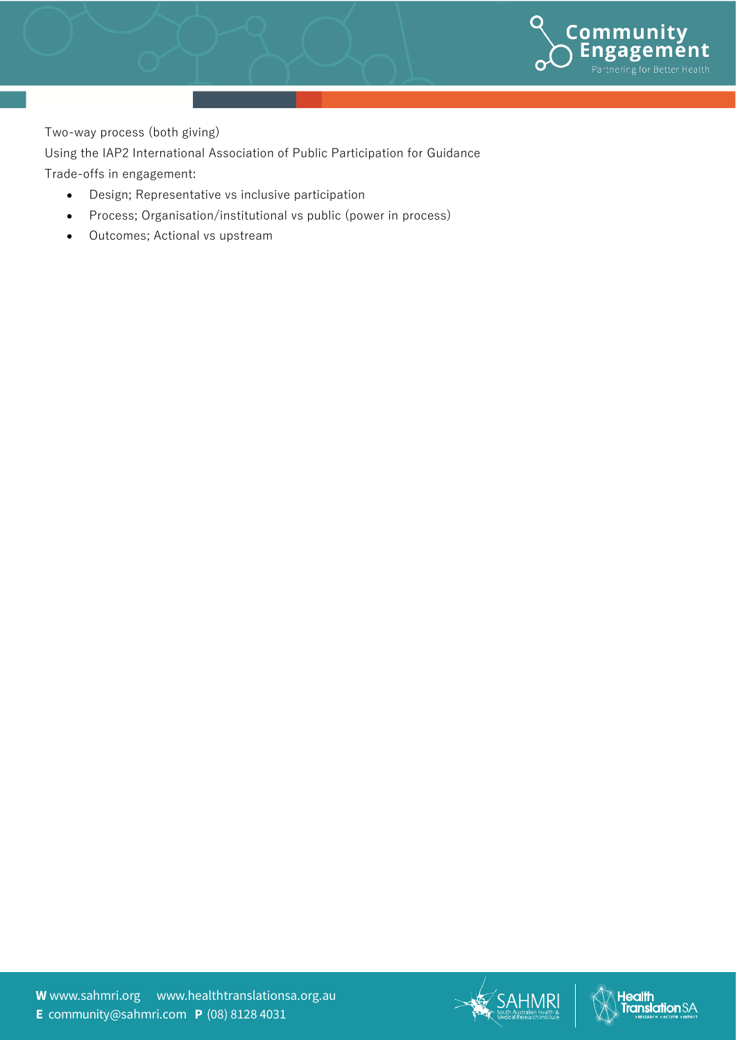Two-way process (both giving)

Using the IAP2 International Association of Public Participation for Guidance

Trade-offs in engagement:

- Design; Representative vs inclusive participation
- Process; Organisation/institutional vs public (power in process)
- Outcomes; Actional vs upstream